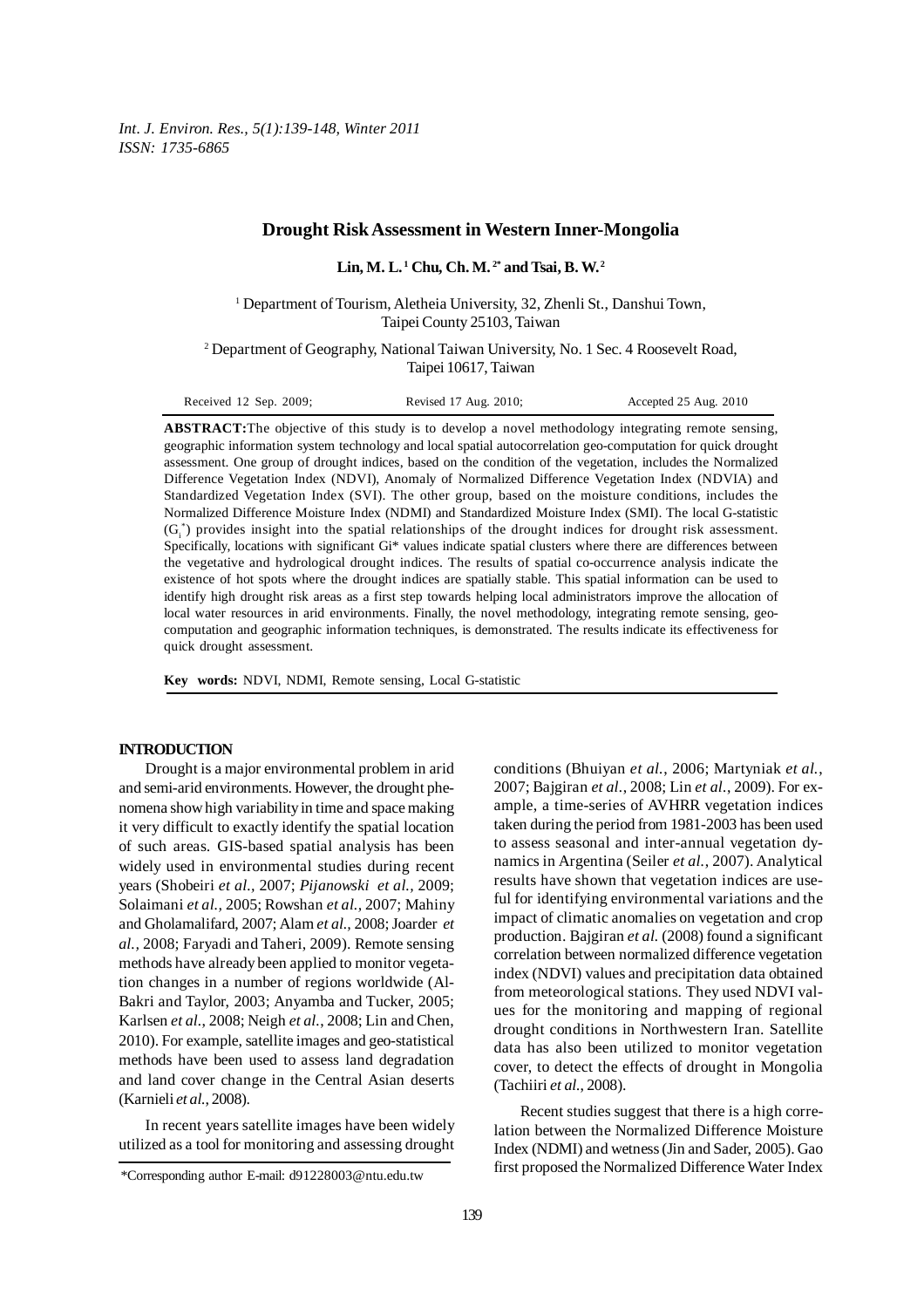# Drought Risk Assessment in Western Inner-Mongolia

**Lin, M. L.[1] Chu, Ch. M.[2*] and Tsai, B. W.[2]**

[1] Department of Tourism, Aletheia University, 32, Zhenli St., Danshui Town, Taipei County 25103, Taiwan

[2] Department of Geography, National Taiwan University, No. 1 Sec. 4 Roosevelt Road, Taipei 10617, Taiwan

Received 12 Sep. 2009; Revised 17 Aug. 2010; Accepted 25 Aug. 2010

**ABSTRACT:** The objective of this study is to develop a novel methodology integrating remote sensing, geographic information system technology and local spatial autocorrelation geo-computation for quick drought assessment. One group of drought indices, based on the condition of the vegetation, includes the Normalized Difference Vegetation Index (NDVI), Anomaly of Normalized Difference Vegetation Index (NDVIA) and Standardized Vegetation Index (SVI). The other group, based on the moisture conditions, includes the Normalized Difference Moisture Index (NDMI) and Standardized Moisture Index (SMI). The local G-statistic ($G_i^*$) provides insight into the spatial relationships of the drought indices for drought risk assessment. Specifically, locations with significant Gi* values indicate spatial clusters where there are differences between the vegetative and hydrological drought indices. The results of spatial co-occurrence analysis indicate the existence of hot spots where the drought indices are spatially stable. This spatial information can be used to identify high drought risk areas as a first step towards helping local administrators improve the allocation of local water resources in arid environments. Finally, the novel methodology, integrating remote sensing, geo-computation and geographic information techniques, is demonstrated. The results indicate its effectiveness for quick drought assessment.

**Key words:** NDVI, NDMI, Remote sensing, Local G-statistic

## INTRODUCTION

Drought is a major environmental problem in arid and semi-arid environments. However, the drought phenomena show high variability in time and space making it very difficult to exactly identify the spatial location of such areas. GIS-based spatial analysis has been widely used in environmental studies during recent years (Shobeiri *et al.*, 2007; *Pijanowski et al.*, 2009; Solaimani *et al.*, 2005; Rowshan *et al.*, 2007; Mahiny and Gholamalifard, 2007; Alam *et al.*, 2008; Joarder *et al.*, 2008; Faryadi and Taheri, 2009). Remote sensing methods have already been applied to monitor vegetation changes in a number of regions worldwide (Al-Bakri and Taylor, 2003; Anyamba and Tucker, 2005; Karlsen *et al.*, 2008; Neigh *et al.*, 2008; Lin and Chen, 2010). For example, satellite images and geo-statistical methods have been used to assess land degradation and land cover change in the Central Asian deserts (Karnieli *et al.*, 2008).

In recent years satellite images have been widely utilized as a tool for monitoring and assessing drought conditions (Bhuiyan *et al.*, 2006; Martyniak *et al.*, 2007; Bajgiran *et al.*, 2008; Lin *et al.*, 2009). For example, a time-series of AVHRR vegetation indices taken during the period from 1981-2003 has been used to assess seasonal and inter-annual vegetation dynamics in Argentina (Seiler *et al.*, 2007). Analytical results have shown that vegetation indices are useful for identifying environmental variations and the impact of climatic anomalies on vegetation and crop production. Bajgiran *et al.* (2008) found a significant correlation between normalized difference vegetation index (NDVI) values and precipitation data obtained from meteorological stations. They used NDVI values for the monitoring and mapping of regional drought conditions in Northwestern Iran. Satellite data has also been utilized to monitor vegetation cover, to detect the effects of drought in Mongolia (Tachiiri *et al.*, 2008).

Recent studies suggest that there is a high correlation between the Normalized Difference Moisture Index (NDMI) and wetness (Jin and Sader, 2005). Gao first proposed the Normalized Difference Water Index

*Corresponding author E-mail: d91228003@ntu.edu.tw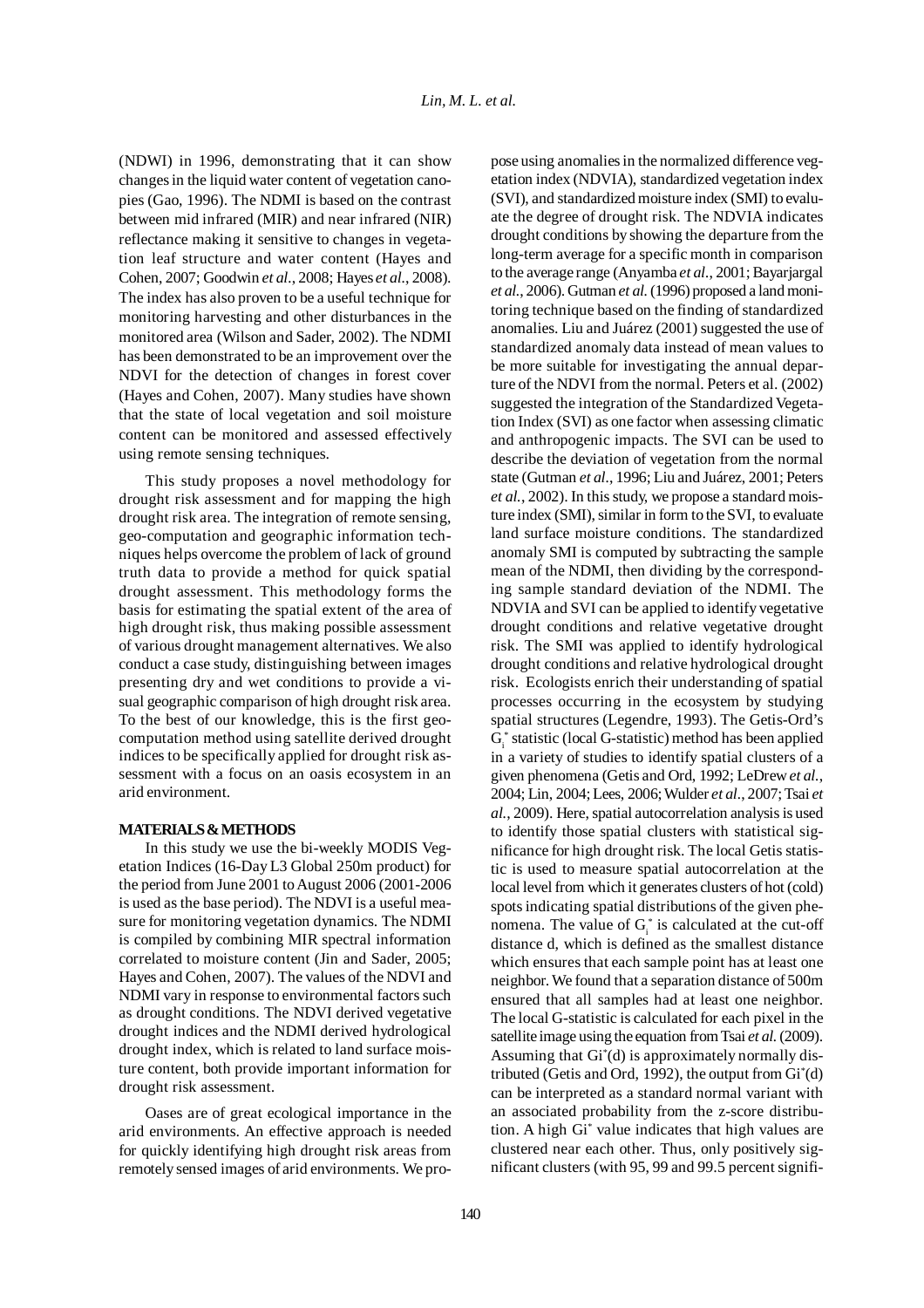(NDWI) in 1996, demonstrating that it can show changes in the liquid water content of vegetation canopies (Gao, 1996). The NDMI is based on the contrast between mid infrared (MIR) and near infrared (NIR) reflectance making it sensitive to changes in vegetation leaf structure and water content (Hayes and Cohen, 2007; Goodwin *et al.*, 2008; Hayes *et al.*, 2008). The index has also proven to be a useful technique for monitoring harvesting and other disturbances in the monitored area (Wilson and Sader, 2002). The NDMI has been demonstrated to be an improvement over the NDVI for the detection of changes in forest cover (Hayes and Cohen, 2007). Many studies have shown that the state of local vegetation and soil moisture content can be monitored and assessed effectively using remote sensing techniques.

This study proposes a novel methodology for drought risk assessment and for mapping the high drought risk area. The integration of remote sensing, geo-computation and geographic information techniques helps overcome the problem of lack of ground truth data to provide a method for quick spatial drought assessment. This methodology forms the basis for estimating the spatial extent of the area of high drought risk, thus making possible assessment of various drought management alternatives. We also conduct a case study, distinguishing between images presenting dry and wet conditions to provide a visual geographic comparison of high drought risk area. To the best of our knowledge, this is the first geo-computation method using satellite derived drought indices to be specifically applied for drought risk assessment with a focus on an oasis ecosystem in an arid environment.

## MATERIALS & METHODS

In this study we use the bi-weekly MODIS Vegetation Indices (16-Day L3 Global 250m product) for the period from June 2001 to August 2006 (2001-2006 is used as the base period). The NDVI is a useful measure for monitoring vegetation dynamics. The NDMI is compiled by combining MIR spectral information correlated to moisture content (Jin and Sader, 2005; Hayes and Cohen, 2007). The values of the NDVI and NDMI vary in response to environmental factors such as drought conditions. The NDVI derived vegetative drought indices and the NDMI derived hydrological drought index, which is related to land surface moisture content, both provide important information for drought risk assessment.

Oases are of great ecological importance in the arid environments. An effective approach is needed for quickly identifying high drought risk areas from remotely sensed images of arid environments. We propose using anomalies in the normalized difference vegetation index (NDVIA), standardized vegetation index (SVI), and standardized moisture index (SMI) to evaluate the degree of drought risk. The NDVIA indicates drought conditions by showing the departure from the long-term average for a specific month in comparison to the average range (Anyamba *et al.*, 2001; Bayarjargal *et al.*, 2006). Gutman *et al.* (1996) proposed a land monitoring technique based on the finding of standardized anomalies. Liu and Juárez (2001) suggested the use of standardized anomaly data instead of mean values to be more suitable for investigating the annual departure of the NDVI from the normal. Peters et al. (2002) suggested the integration of the Standardized Vegetation Index (SVI) as one factor when assessing climatic and anthropogenic impacts. The SVI can be used to describe the deviation of vegetation from the normal state (Gutman *et al.*, 1996; Liu and Juárez, 2001; Peters *et al.*, 2002). In this study, we propose a standard moisture index (SMI), similar in form to the SVI, to evaluate land surface moisture conditions. The standardized anomaly SMI is computed by subtracting the sample mean of the NDMI, then dividing by the corresponding sample standard deviation of the NDMI. The NDVIA and SVI can be applied to identify vegetative drought conditions and relative vegetative drought risk. The SMI was applied to identify hydrological drought conditions and relative hydrological drought risk. Ecologists enrich their understanding of spatial processes occurring in the ecosystem by studying spatial structures (Legendre, 1993). The Getis-Ord's $G_i^*$ statistic (local G-statistic) method has been applied in a variety of studies to identify spatial clusters of a given phenomena (Getis and Ord, 1992; LeDrew *et al.*, 2004; Lin, 2004; Lees, 2006; Wulder *et al.*, 2007; Tsai *et al.*, 2009). Here, spatial autocorrelation analysis is used to identify those spatial clusters with statistical significance for high drought risk. The local Getis statistic is used to measure spatial autocorrelation at the local level from which it generates clusters of hot (cold) spots indicating spatial distributions of the given phenomena. The value of $G_i^*$ is calculated at the cut-off distance d, which is defined as the smallest distance which ensures that each sample point has at least one neighbor. We found that a separation distance of 500m ensured that all samples had at least one neighbor. The local G-statistic is calculated for each pixel in the satellite image using the equation from Tsai *et al.* (2009). Assuming that $Gi^*(d)$ is approximately normally distributed (Getis and Ord, 1992), the output from $Gi^*(d)$ can be interpreted as a standard normal variant with an associated probability from the z-score distribution. A high $Gi^*$ value indicates that high values are clustered near each other. Thus, only positively significant clusters (with 95, 99 and 99.5 percent signifi-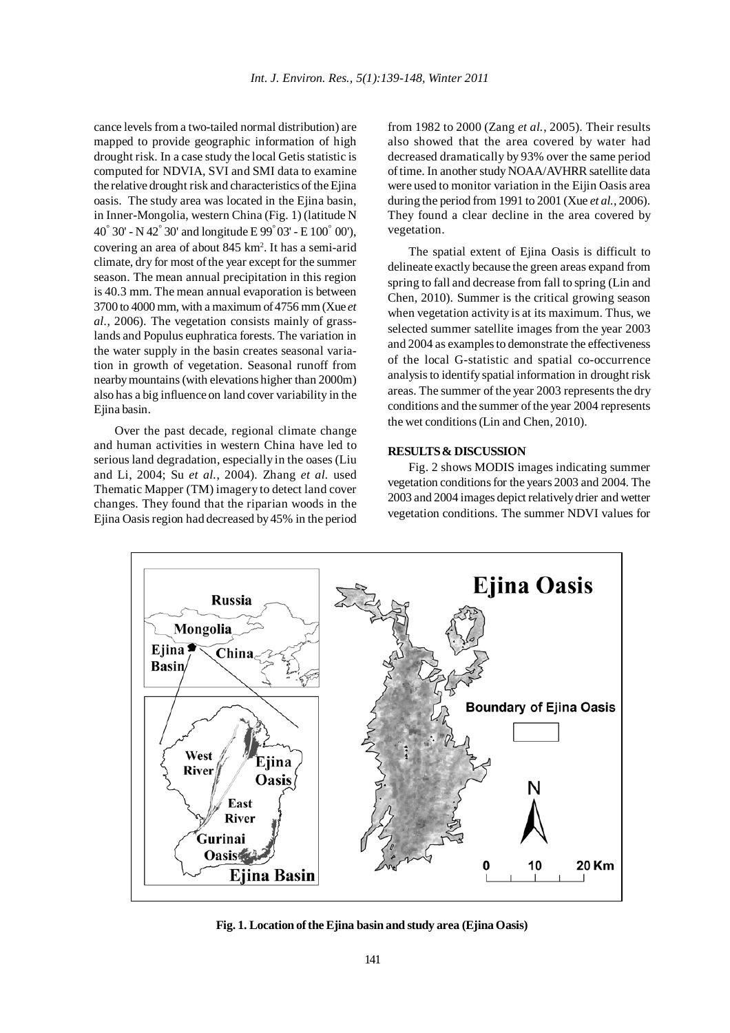cance levels from a two-tailed normal distribution) are mapped to provide geographic information of high drought risk. In a case study the local Getis statistic is computed for NDVIA, SVI and SMI data to examine the relative drought risk and characteristics of the Ejina oasis. The study area was located in the Ejina basin, in Inner-Mongolia, western China (Fig. 1) (latitude N 40° 30' - N 42° 30' and longitude E 99° 03' - E 100° 00'), covering an area of about 845 km$^2$. It has a semi-arid climate, dry for most of the year except for the summer season. The mean annual precipitation in this region is 40.3 mm. The mean annual evaporation is between 3700 to 4000 mm, with a maximum of 4756 mm (Xue *et al.*, 2006). The vegetation consists mainly of grasslands and Populus euphratica forests. The variation in the water supply in the basin creates seasonal variation in growth of vegetation. Seasonal runoff from nearby mountains (with elevations higher than 2000m) also has a big influence on land cover variability in the Ejina basin.

Over the past decade, regional climate change and human activities in western China have led to serious land degradation, especially in the oases (Liu and Li, 2004; Su *et al.*, 2004). Zhang *et al.* used Thematic Mapper (TM) imagery to detect land cover changes. They found that the riparian woods in the Ejina Oasis region had decreased by 45% in the period from 1982 to 2000 (Zang *et al.*, 2005). Their results also showed that the area covered by water had decreased dramatically by 93% over the same period of time. In another study NOAA/AVHRR satellite data were used to monitor variation in the Eijin Oasis area during the period from 1991 to 2001 (Xue *et al.*, 2006). They found a clear decline in the area covered by vegetation.

The spatial extent of Ejina Oasis is difficult to delineate exactly because the green areas expand from spring to fall and decrease from fall to spring (Lin and Chen, 2010). Summer is the critical growing season when vegetation activity is at its maximum. Thus, we selected summer satellite images from the year 2003 and 2004 as examples to demonstrate the effectiveness of the local G-statistic and spatial co-occurrence analysis to identify spatial information in drought risk areas. The summer of the year 2003 represents the dry conditions and the summer of the year 2004 represents the wet conditions (Lin and Chen, 2010).

## RESULTS & DISCUSSION

Fig. 2 shows MODIS images indicating summer vegetation conditions for the years 2003 and 2004. The 2003 and 2004 images depict relatively drier and wetter vegetation conditions. The summer NDVI values for

**Fig. 1. Location of the Ejina basin and study area (Ejina Oasis)**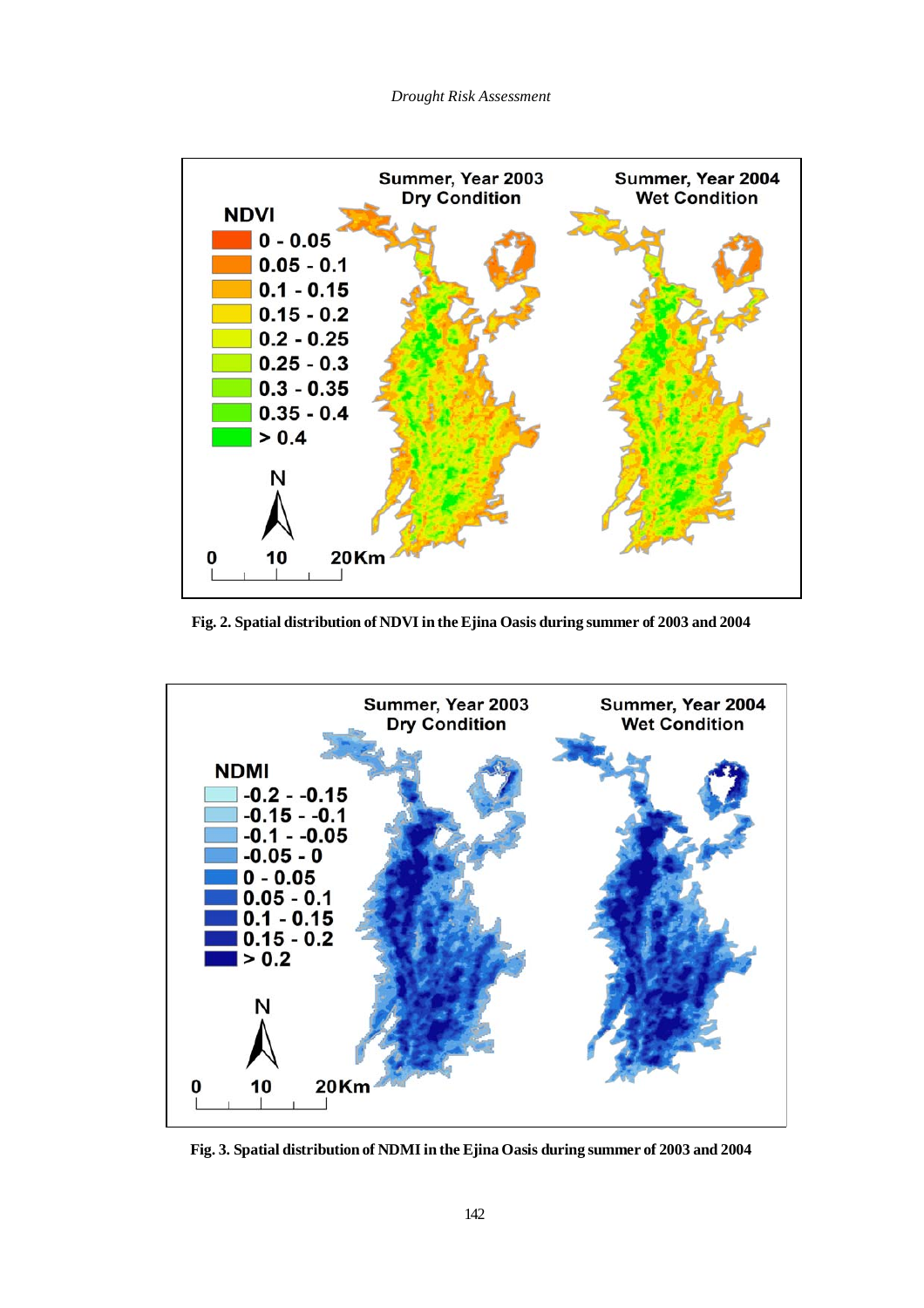Fig. 2. Spatial distribution of NDVI in the Ejina Oasis during summer of 2003 and 2004

Fig. 3. Spatial distribution of NDMI in the Ejina Oasis during summer of 2003 and 2004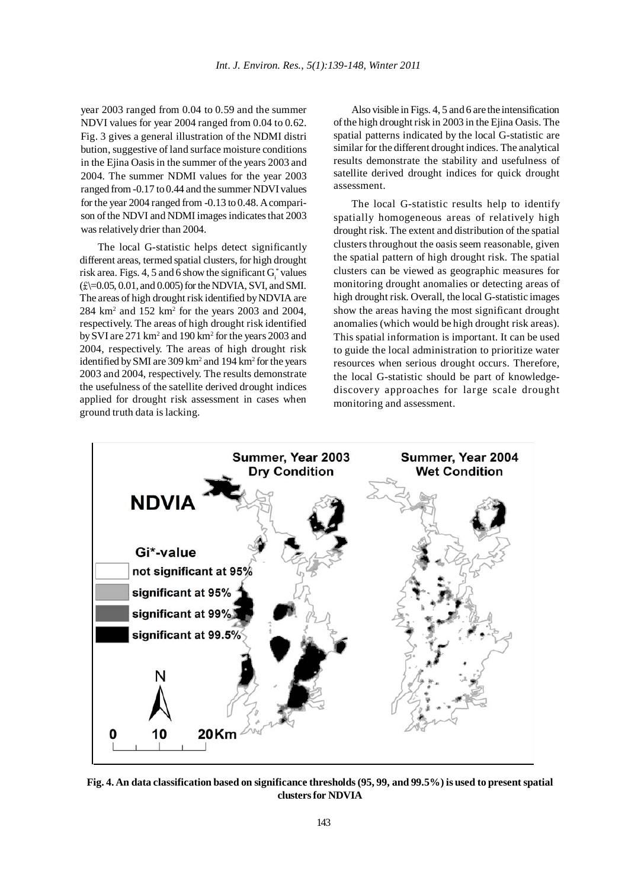year 2003 ranged from 0.04 to 0.59 and the summer NDVI values for year 2004 ranged from 0.04 to 0.62. Fig. 3 gives a general illustration of the NDMI distri bution, suggestive of land surface moisture conditions in the Ejina Oasis in the summer of the years 2003 and 2004. The summer NDMI values for the year 2003 ranged from -0.17 to 0.44 and the summer NDVI values for the year 2004 ranged from -0.13 to 0.48. A comparison of the NDVI and NDMI images indicates that 2003 was relatively drier than 2004.

The local G-statistic helps detect significantly different areas, termed spatial clusters, for high drought risk area. Figs. 4, 5 and 6 show the significant $G_i^*$ values (£\=0.05, 0.01, and 0.005) for the NDVIA, SVI, and SMI. The areas of high drought risk identified by NDVIA are 284 $km^2$ and 152 $km^2$ for the years 2003 and 2004, respectively. The areas of high drought risk identified by SVI are 271 $km^2$ and 190 $km^2$ for the years 2003 and 2004, respectively. The areas of high drought risk identified by SMI are 309 $km^2$ and 194 $km^2$ for the years 2003 and 2004, respectively. The results demonstrate the usefulness of the satellite derived drought indices applied for drought risk assessment in cases when ground truth data is lacking.

Also visible in Figs. 4, 5 and 6 are the intensification of the high drought risk in 2003 in the Ejina Oasis. The spatial patterns indicated by the local G-statistic are similar for the different drought indices. The analytical results demonstrate the stability and usefulness of satellite derived drought indices for quick drought assessment.

The local G-statistic results help to identify spatially homogeneous areas of relatively high drought risk. The extent and distribution of the spatial clusters throughout the oasis seem reasonable, given the spatial pattern of high drought risk. The spatial clusters can be viewed as geographic measures for monitoring drought anomalies or detecting areas of high drought risk. Overall, the local G-statistic images show the areas having the most significant drought anomalies (which would be high drought risk areas). This spatial information is important. It can be used to guide the local administration to prioritize water resources when serious drought occurs. Therefore, the local G-statistic should be part of knowledge-discovery approaches for large scale drought monitoring and assessment.

**Fig. 4. An data classification based on significance thresholds (95, 99, and 99.5%) is used to present spatial clusters for NDVIA**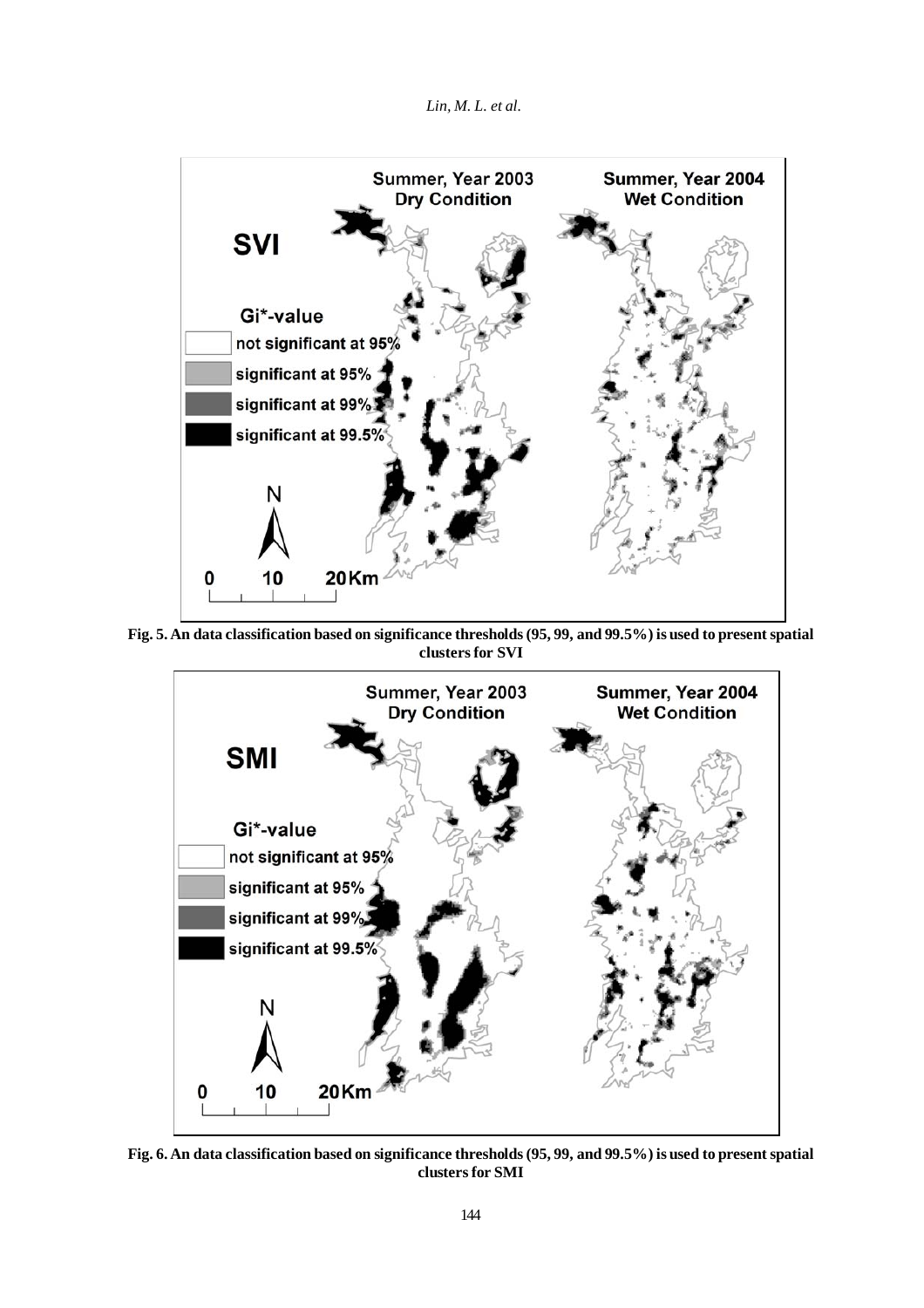**Fig. 5. An data classification based on significance thresholds (95, 99, and 99.5%) is used to present spatial clusters for SVI**

**Fig. 6. An data classification based on significance thresholds (95, 99, and 99.5%) is used to present spatial clusters for SMI**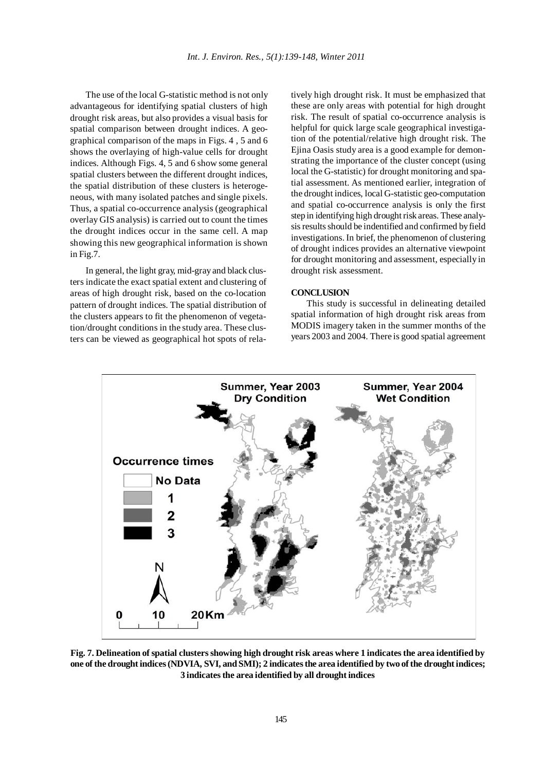The use of the local G-statistic method is not only advantageous for identifying spatial clusters of high drought risk areas, but also provides a visual basis for spatial comparison between drought indices. A geographical comparison of the maps in Figs. 4 , 5 and 6 shows the overlaying of high-value cells for drought indices. Although Figs. 4, 5 and 6 show some general spatial clusters between the different drought indices, the spatial distribution of these clusters is heterogeneous, with many isolated patches and single pixels. Thus, a spatial co-occurrence analysis (geographical overlay GIS analysis) is carried out to count the times the drought indices occur in the same cell. A map showing this new geographical information is shown in Fig.7.

In general, the light gray, mid-gray and black clusters indicate the exact spatial extent and clustering of areas of high drought risk, based on the co-location pattern of drought indices. The spatial distribution of the clusters appears to fit the phenomenon of vegetation/drought conditions in the study area. These clusters can be viewed as geographical hot spots of relatively high drought risk. It must be emphasized that these are only areas with potential for high drought risk. The result of spatial co-occurrence analysis is helpful for quick large scale geographical investigation of the potential/relative high drought risk. The Ejina Oasis study area is a good example for demonstrating the importance of the cluster concept (using local the G-statistic) for drought monitoring and spatial assessment. As mentioned earlier, integration of the drought indices, local G-statistic geo-computation and spatial co-occurrence analysis is only the first step in identifying high drought risk areas. These analysis results should be indentified and confirmed by field investigations. In brief, the phenomenon of clustering of drought indices provides an alternative viewpoint for drought monitoring and assessment, especially in drought risk assessment.

## CONCLUSION

This study is successful in delineating detailed spatial information of high drought risk areas from MODIS imagery taken in the summer months of the years 2003 and 2004. There is good spatial agreement

**Fig. 7. Delineation of spatial clusters showing high drought risk areas where 1 indicates the area identified by one of the drought indices (NDVIA, SVI, and SMI); 2 indicates the area identified by two of the drought indices; 3 indicates the area identified by all drought indices**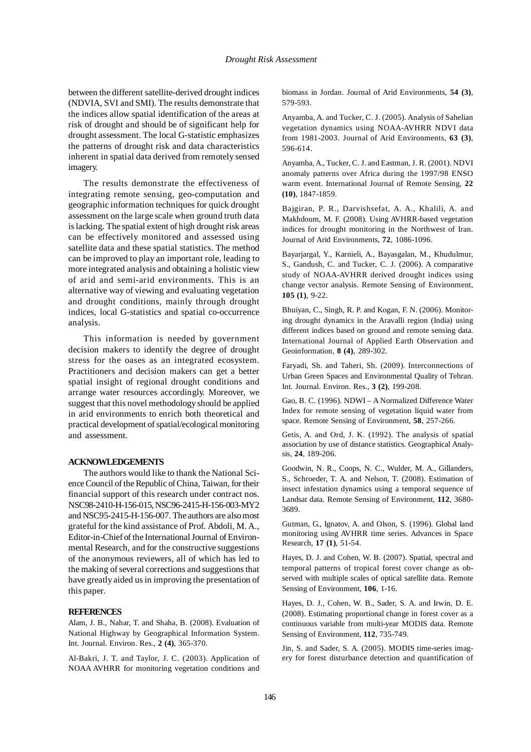between the different satellite-derived drought indices (NDVIA, SVI and SMI). The results demonstrate that the indices allow spatial identification of the areas at risk of drought and should be of significant help for drought assessment. The local G-statistic emphasizes the patterns of drought risk and data characteristics inherent in spatial data derived from remotely sensed imagery.

The results demonstrate the effectiveness of integrating remote sensing, geo-computation and geographic information techniques for quick drought assessment on the large scale when ground truth data is lacking. The spatial extent of high drought risk areas can be effectively monitored and assessed using satellite data and these spatial statistics. The method can be improved to play an important role, leading to more integrated analysis and obtaining a holistic view of arid and semi-arid environments. This is an alternative way of viewing and evaluating vegetation and drought conditions, mainly through drought indices, local G-statistics and spatial co-occurrence analysis.

This information is needed by government decision makers to identify the degree of drought stress for the oases as an integrated ecosystem. Practitioners and decision makers can get a better spatial insight of regional drought conditions and arrange water resources accordingly. Moreover, we suggest that this novel methodology should be applied in arid environments to enrich both theoretical and practical development of spatial/ecological monitoring and assessment.

## ACKNOWLEDGEMENTS

The authors would like to thank the National Science Council of the Republic of China, Taiwan, for their financial support of this research under contract nos. NSC98-2410-H-156-015, NSC96-2415-H-156-003-MY2 and NSC95-2415-H-156-007. The authors are also most grateful for the kind assistance of Prof. Abdoli, M. A., Editor-in-Chief of the International Journal of Environmental Research, and for the constructive suggestions of the anonymous reviewers, all of which has led to the making of several corrections and suggestions that have greatly aided us in improving the presentation of this paper.

## REFERENCES

Alam, J. B., Nahar, T. and Shaha, B. (2008). Evaluation of National Highway by Geographical Information System. Int. Journal. Environ. Res., **2 (4)**, 365-370.

Al-Bakri, J. T. and Taylor, J. C. (2003). Application of NOAA AVHRR for monitoring vegetation conditions and biomass in Jordan. Journal of Arid Environments, **54 (3)**, 579-593.

Anyamba, A. and Tucker, C. J. (2005). Analysis of Sahelian vegetation dynamics using NOAA-AVHRR NDVI data from 1981-2003. Journal of Arid Environments, **63 (3)**, 596-614.

Anyamba, A., Tucker, C. J. and Eastman, J. R. (2001). NDVI anomaly patterns over Africa during the 1997/98 ENSO warm event. International Journal of Remote Sensing, **22 (10)**, 1847-1859.

Bajgiran, P. R., Darvishsefat, A. A., Khalili, A. and Makhdoum, M. F. (2008). Using AVHRR-based vegetation indices for drought monitoring in the Northwest of Iran. Journal of Arid Environments, **72**, 1086-1096.

Bayarjargal, Y., Karnieli, A., Bayasgalan, M., Khudulmur, S., Gandush, C. and Tucker, C. J. (2006). A comparative study of NOAA-AVHRR derived drought indices using change vector analysis. Remote Sensing of Environment, **105 (1)**, 9-22.

Bhuiyan, C., Singh, R. P. and Kogan, F. N. (2006). Monitoring drought dynamics in the Aravalli region (India) using different indices based on ground and remote sensing data. International Journal of Applied Earth Observation and Geoinformation, **8 (4)**, 289-302.

Faryadi, Sh. and Taheri, Sh. (2009). Interconnections of Urban Green Spaces and Environmental Quality of Tehran. Int. Journal. Environ. Res., **3 (2)**, 199-208.

Gao, B. C. (1996). NDWI – A Normalized Difference Water Index for remote sensing of vegetation liquid water from space. Remote Sensing of Environment, **58**, 257-266.

Getis, A. and Ord, J. K. (1992). The analysis of spatial association by use of distance statistics. Geographical Analysis, **24**, 189-206.

Goodwin, N. R., Coops, N. C., Wulder, M. A., Gillanders, S., Schroeder, T. A. and Nelson, T. (2008). Estimation of insect infestation dynamics using a temporal sequence of Landsat data. Remote Sensing of Environment, **112**, 3680-3689.

Gutman, G., Ignatov, A. and Olson, S. (1996). Global land monitoring using AVHRR time series. Advances in Space Research, **17 (1)**, 51-54.

Hayes, D. J. and Cohen, W. B. (2007). Spatial, spectral and temporal patterns of tropical forest cover change as observed with multiple scales of optical satellite data. Remote Sensing of Environment, **106**, 1-16.

Hayes, D. J., Cohen, W. B., Sader, S. A. and Irwin, D. E. (2008). Estimating proportional change in forest cover as a continuous variable from multi-year MODIS data. Remote Sensing of Environment, **112**, 735-749.

Jin, S. and Sader, S. A. (2005). MODIS time-series imagery for forest disturbance detection and quantification of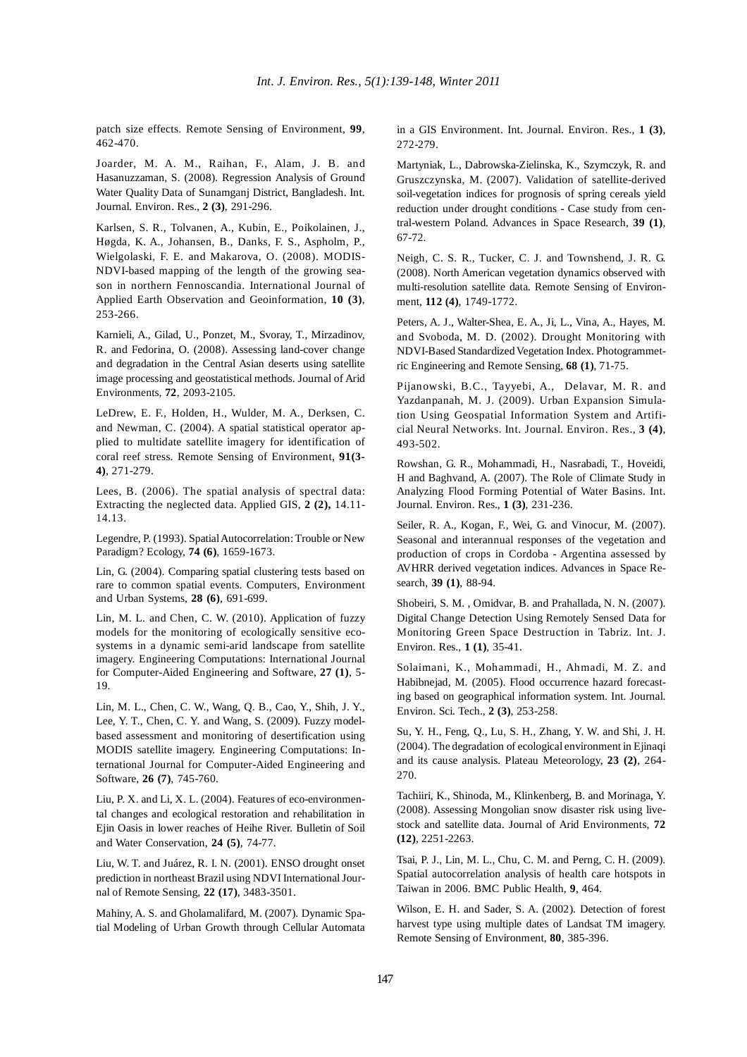patch size effects. Remote Sensing of Environment, **99**, 462-470.

Joarder, M. A. M., Raihan, F., Alam, J. B. and Hasanuzzaman, S. (2008). Regression Analysis of Ground Water Quality Data of Sunamganj District, Bangladesh. Int. Journal. Environ. Res., **2 (3)**, 291-296.

Karlsen, S. R., Tolvanen, A., Kubin, E., Poikolainen, J., Høgda, K. A., Johansen, B., Danks, F. S., Aspholm, P., Wielgolaski, F. E. and Makarova, O. (2008). MODIS-NDVI-based mapping of the length of the growing season in northern Fennoscandia. International Journal of Applied Earth Observation and Geoinformation, **10 (3)**, 253-266.

Karnieli, A., Gilad, U., Ponzet, M., Svoray, T., Mirzadinov, R. and Fedorina, O. (2008). Assessing land-cover change and degradation in the Central Asian deserts using satellite image processing and geostatistical methods. Journal of Arid Environments, **72**, 2093-2105.

LeDrew, E. F., Holden, H., Wulder, M. A., Derksen, C. and Newman, C. (2004). A spatial statistical operator applied to multidate satellite imagery for identification of coral reef stress. Remote Sensing of Environment, **91(3-4)**, 271-279.

Lees, B. (2006). The spatial analysis of spectral data: Extracting the neglected data. Applied GIS, **2 (2),** 14.11-14.13.

Legendre, P. (1993). Spatial Autocorrelation: Trouble or New Paradigm? Ecology, **74 (6)**, 1659-1673.

Lin, G. (2004). Comparing spatial clustering tests based on rare to common spatial events. Computers, Environment and Urban Systems, **28 (6)**, 691-699.

Lin, M. L. and Chen, C. W. (2010). Application of fuzzy models for the monitoring of ecologically sensitive ecosystems in a dynamic semi-arid landscape from satellite imagery. Engineering Computations: International Journal for Computer-Aided Engineering and Software, **27 (1)**, 5-19.

Lin, M. L., Chen, C. W., Wang, Q. B., Cao, Y., Shih, J. Y., Lee, Y. T., Chen, C. Y. and Wang, S. (2009). Fuzzy model-based assessment and monitoring of desertification using MODIS satellite imagery. Engineering Computations: International Journal for Computer-Aided Engineering and Software, **26 (7)**, 745-760.

Liu, P. X. and Li, X. L. (2004). Features of eco-environmental changes and ecological restoration and rehabilitation in Ejin Oasis in lower reaches of Heihe River. Bulletin of Soil and Water Conservation, **24 (5)**, 74-77.

Liu, W. T. and Juárez, R. I. N. (2001). ENSO drought onset prediction in northeast Brazil using NDVI International Journal of Remote Sensing, **22 (17)**, 3483-3501.

Mahiny, A. S. and Gholamalifard, M. (2007). Dynamic Spatial Modeling of Urban Growth through Cellular Automata in a GIS Environment. Int. Journal. Environ. Res., **1 (3)**, 272-279.

Martyniak, L., Dabrowska-Zielinska, K., Szymczyk, R. and Gruszczynska, M. (2007). Validation of satellite-derived soil-vegetation indices for prognosis of spring cereals yield reduction under drought conditions - Case study from central-western Poland. Advances in Space Research, **39 (1)**, 67-72.

Neigh, C. S. R., Tucker, C. J. and Townshend, J. R. G. (2008). North American vegetation dynamics observed with multi-resolution satellite data. Remote Sensing of Environment, **112 (4)**, 1749-1772.

Peters, A. J., Walter-Shea, E. A., Ji, L., Vina, A., Hayes, M. and Svoboda, M. D. (2002). Drought Monitoring with NDVI-Based Standardized Vegetation Index. Photogrammetric Engineering and Remote Sensing, **68 (1)**, 71-75.

Pijanowski, B.C., Tayyebi, A., Delavar, M. R. and Yazdanpanah, M. J. (2009). Urban Expansion Simulation Using Geospatial Information System and Artificial Neural Networks. Int. Journal. Environ. Res., **3 (4)**, 493-502.

Rowshan, G. R., Mohammadi, H., Nasrabadi, T., Hoveidi, H and Baghvand, A. (2007). The Role of Climate Study in Analyzing Flood Forming Potential of Water Basins. Int. Journal. Environ. Res., **1 (3)**, 231-236.

Seiler, R. A., Kogan, F., Wei, G. and Vinocur, M. (2007). Seasonal and interannual responses of the vegetation and production of crops in Cordoba - Argentina assessed by AVHRR derived vegetation indices. Advances in Space Research, **39 (1)**, 88-94.

Shobeiri, S. M. , Omidvar, B. and Prahallada, N. N. (2007). Digital Change Detection Using Remotely Sensed Data for Monitoring Green Space Destruction in Tabriz. Int. J. Environ. Res., **1 (1)**, 35-41.

Solaimani, K., Mohammadi, H., Ahmadi, M. Z. and Habibnejad, M. (2005). Flood occurrence hazard forecasting based on geographical information system. Int. Journal. Environ. Sci. Tech., **2 (3)**, 253-258.

Su, Y. H., Feng, Q., Lu, S. H., Zhang, Y. W. and Shi, J. H. (2004). The degradation of ecological environment in Ejinaqi and its cause analysis. Plateau Meteorology, **23 (2)**, 264-270.

Tachiiri, K., Shinoda, M., Klinkenberg, B. and Morinaga, Y. (2008). Assessing Mongolian snow disaster risk using livestock and satellite data. Journal of Arid Environments, **72 (12)**, 2251-2263.

Tsai, P. J., Lin, M. L., Chu, C. M. and Perng, C. H. (2009). Spatial autocorrelation analysis of health care hotspots in Taiwan in 2006. BMC Public Health, **9**, 464.

Wilson, E. H. and Sader, S. A. (2002). Detection of forest harvest type using multiple dates of Landsat TM imagery. Remote Sensing of Environment, **80**, 385-396.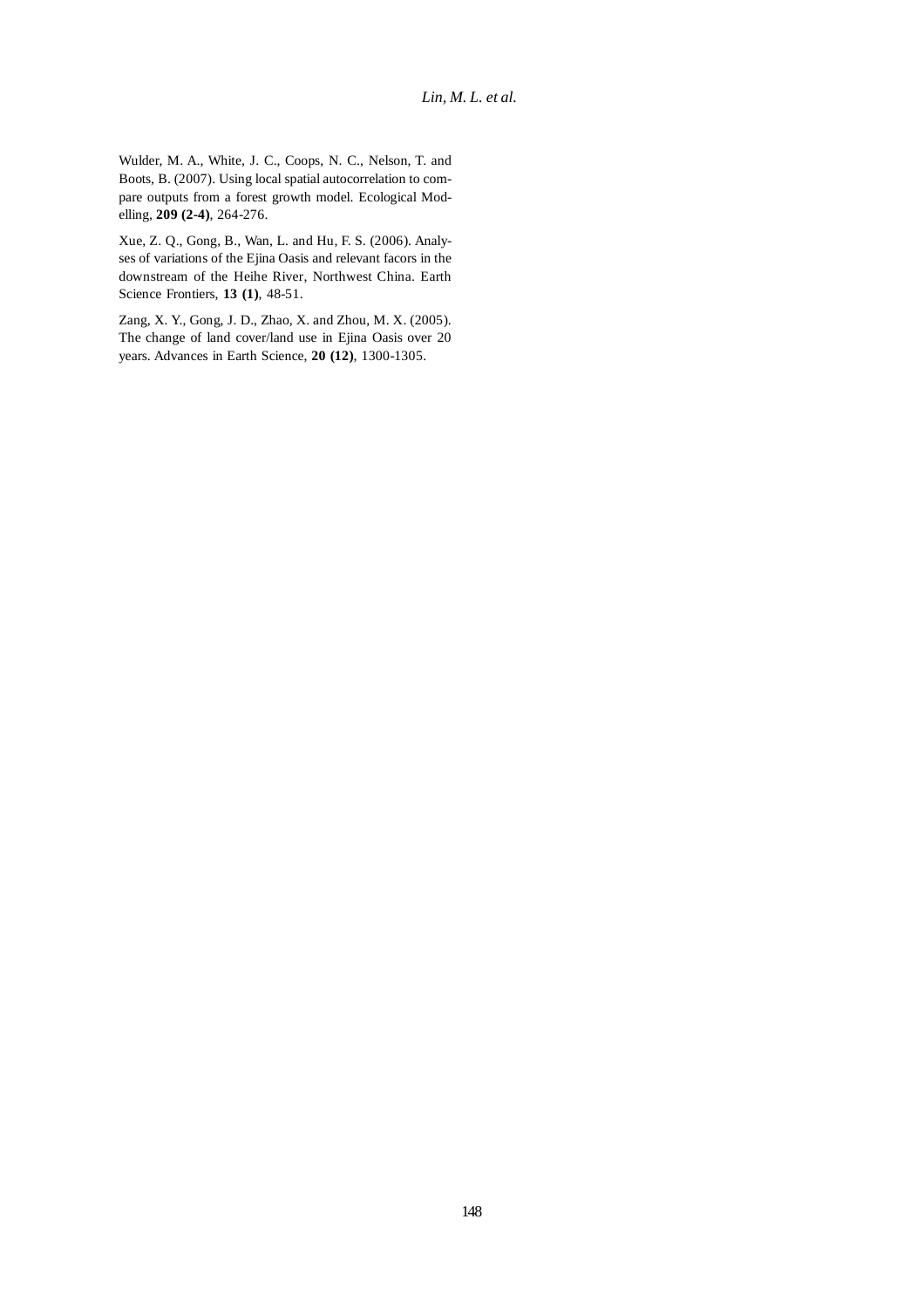Wulder, M. A., White, J. C., Coops, N. C., Nelson, T. and Boots, B. (2007). Using local spatial autocorrelation to compare outputs from a forest growth model. Ecological Modelling, **209 (2-4)**, 264-276.

Xue, Z. Q., Gong, B., Wan, L. and Hu, F. S. (2006). Analyses of variations of the Ejina Oasis and relevant facors in the downstream of the Heihe River, Northwest China. Earth Science Frontiers, **13 (1)**, 48-51.

Zang, X. Y., Gong, J. D., Zhao, X. and Zhou, M. X. (2005). The change of land cover/land use in Ejina Oasis over 20 years. Advances in Earth Science, **20 (12)**, 1300-1305.